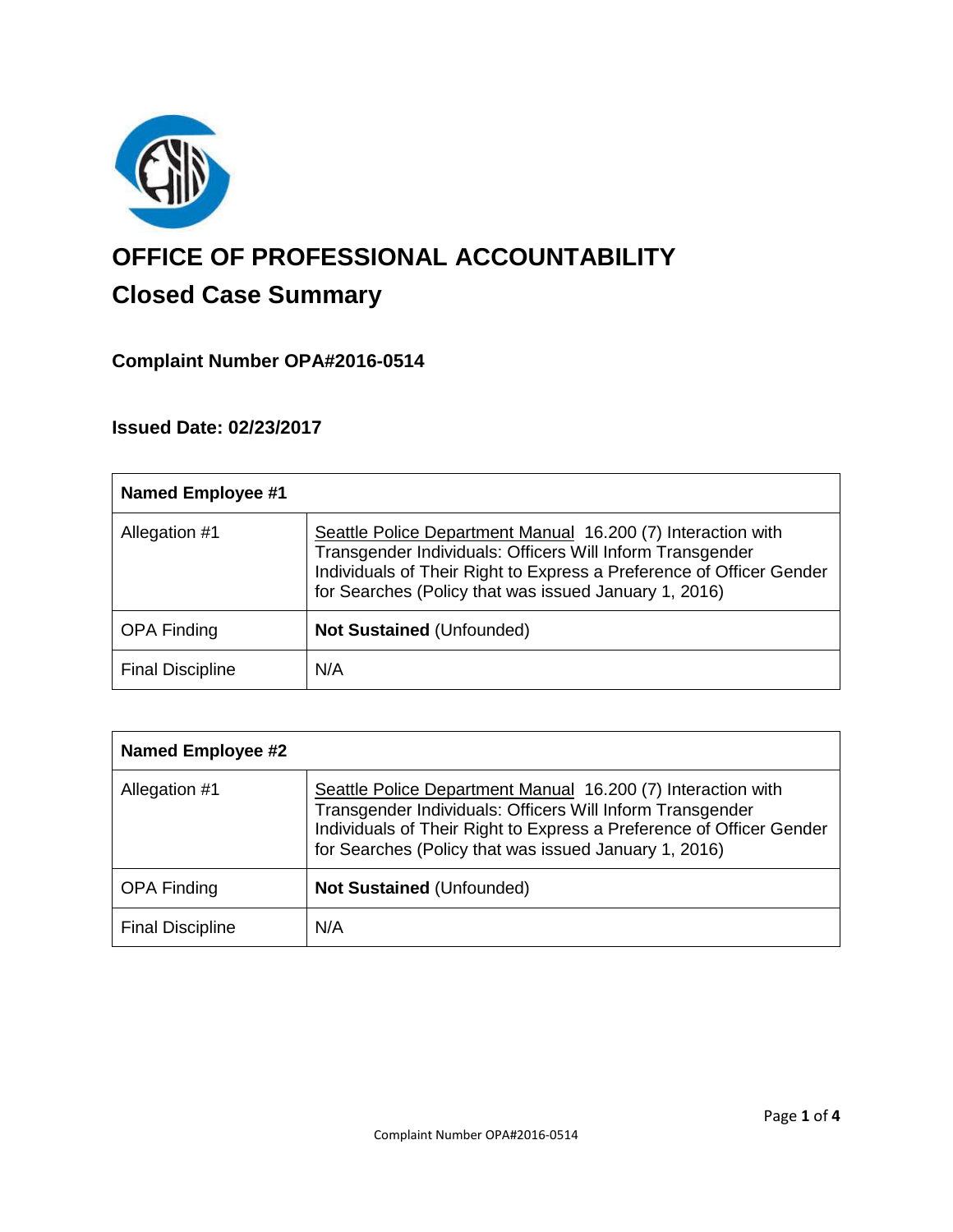# OFFICE OF PROFESSIONAL ACCOUNTABILITY

## Closed Case Summary

### Complaint Number OPA#2016-0514

### Issued Date: 02/23/2017

| **Named Employee #1** | |
|---|---|
| Allegation #1 | Seattle Police Department Manual 16.200 (7) Interaction with Transgender Individuals: Officers Will Inform Transgender Individuals of Their Right to Express a Preference of Officer Gender for Searches (Policy that was issued January 1, 2016) |
| OPA Finding | **Not Sustained** (Unfounded) |
| Final Discipline | N/A |

| **Named Employee #2** | |
|---|---|
| Allegation #1 | Seattle Police Department Manual 16.200 (7) Interaction with Transgender Individuals: Officers Will Inform Transgender Individuals of Their Right to Express a Preference of Officer Gender for Searches (Policy that was issued January 1, 2016) |
| OPA Finding | **Not Sustained** (Unfounded) |
| Final Discipline | N/A |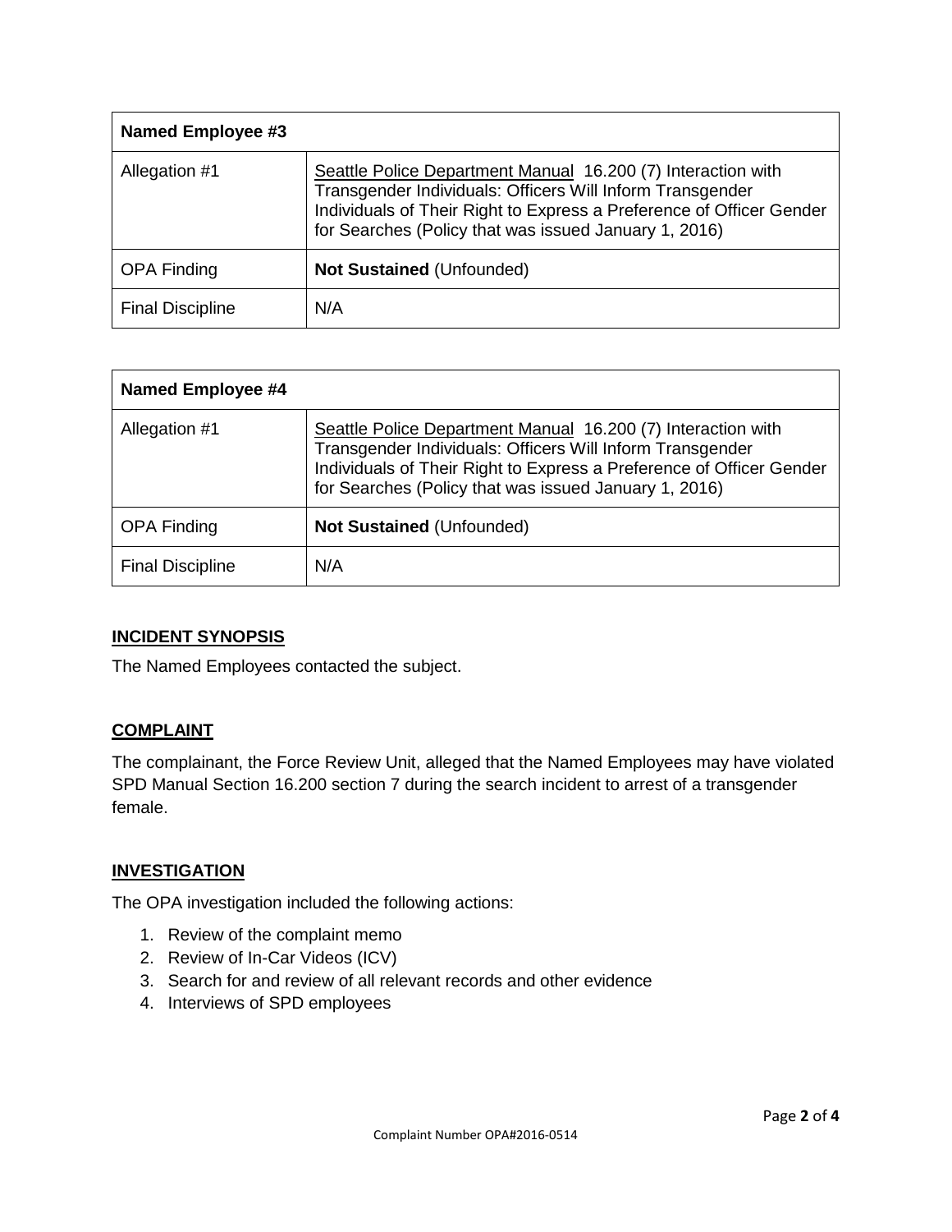| Named Employee #3 | |
| --- | --- |
| Allegation #1 | Seattle Police Department Manual 16.200 (7) Interaction with Transgender Individuals: Officers Will Inform Transgender Individuals of Their Right to Express a Preference of Officer Gender for Searches (Policy that was issued January 1, 2016) |
| OPA Finding | **Not Sustained** (Unfounded) |
| Final Discipline | N/A |

| Named Employee #4 | |
| --- | --- |
| Allegation #1 | Seattle Police Department Manual 16.200 (7) Interaction with Transgender Individuals: Officers Will Inform Transgender Individuals of Their Right to Express a Preference of Officer Gender for Searches (Policy that was issued January 1, 2016) |
| OPA Finding | **Not Sustained** (Unfounded) |
| Final Discipline | N/A |

## INCIDENT SYNOPSIS

The Named Employees contacted the subject.

## COMPLAINT

The complainant, the Force Review Unit, alleged that the Named Employees may have violated SPD Manual Section 16.200 section 7 during the search incident to arrest of a transgender female.

## INVESTIGATION

The OPA investigation included the following actions:

1. Review of the complaint memo
2. Review of In-Car Videos (ICV)
3. Search for and review of all relevant records and other evidence
4. Interviews of SPD employees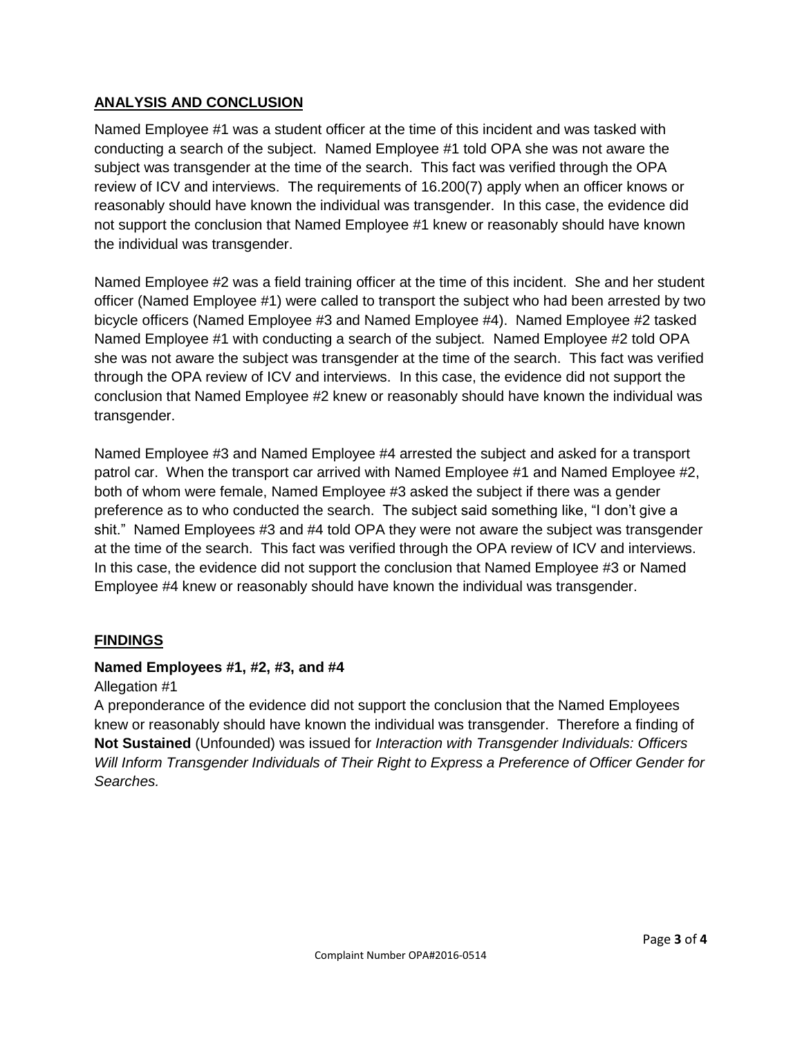## ANALYSIS AND CONCLUSION

Named Employee #1 was a student officer at the time of this incident and was tasked with conducting a search of the subject. Named Employee #1 told OPA she was not aware the subject was transgender at the time of the search. This fact was verified through the OPA review of ICV and interviews. The requirements of 16.200(7) apply when an officer knows or reasonably should have known the individual was transgender. In this case, the evidence did not support the conclusion that Named Employee #1 knew or reasonably should have known the individual was transgender.

Named Employee #2 was a field training officer at the time of this incident. She and her student officer (Named Employee #1) were called to transport the subject who had been arrested by two bicycle officers (Named Employee #3 and Named Employee #4). Named Employee #2 tasked Named Employee #1 with conducting a search of the subject. Named Employee #2 told OPA she was not aware the subject was transgender at the time of the search. This fact was verified through the OPA review of ICV and interviews. In this case, the evidence did not support the conclusion that Named Employee #2 knew or reasonably should have known the individual was transgender.

Named Employee #3 and Named Employee #4 arrested the subject and asked for a transport patrol car. When the transport car arrived with Named Employee #1 and Named Employee #2, both of whom were female, Named Employee #3 asked the subject if there was a gender preference as to who conducted the search. The subject said something like, "I don't give a shit." Named Employees #3 and #4 told OPA they were not aware the subject was transgender at the time of the search. This fact was verified through the OPA review of ICV and interviews. In this case, the evidence did not support the conclusion that Named Employee #3 or Named Employee #4 knew or reasonably should have known the individual was transgender.

## FINDINGS

**Named Employees #1, #2, #3, and #4**

Allegation #1

A preponderance of the evidence did not support the conclusion that the Named Employees knew or reasonably should have known the individual was transgender. Therefore a finding of **Not Sustained** (Unfounded) was issued for *Interaction with Transgender Individuals: Officers Will Inform Transgender Individuals of Their Right to Express a Preference of Officer Gender for Searches.*

Complaint Number OPA#2016-0514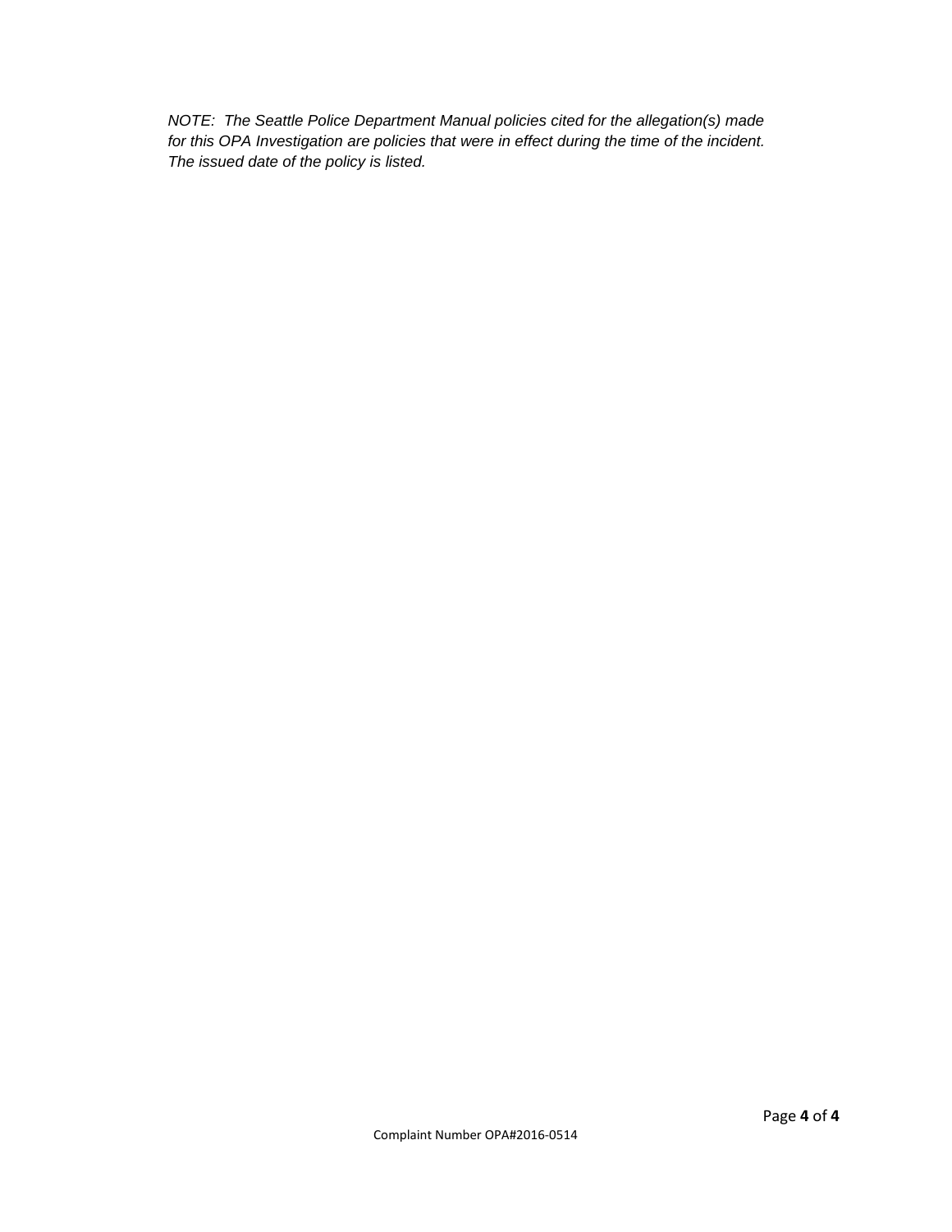*NOTE: The Seattle Police Department Manual policies cited for the allegation(s) made for this OPA Investigation are policies that were in effect during the time of the incident. The issued date of the policy is listed.*